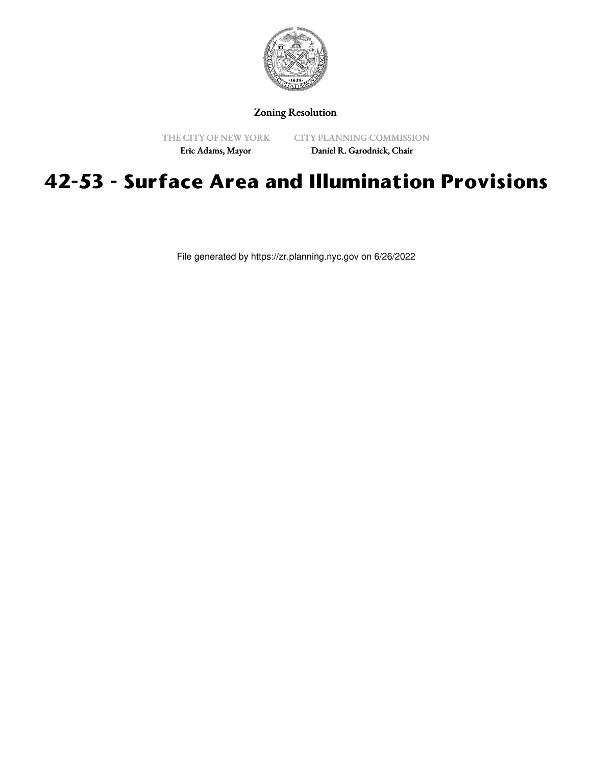Zoning Resolution

THE CITY OF NEW YORK
Eric Adams, Mayor

CITY PLANNING COMMISSION
Daniel R. Garodnick, Chair

# 42-53 - Surface Area and Illumination Provisions

File generated by https://zr.planning.nyc.gov on 6/26/2022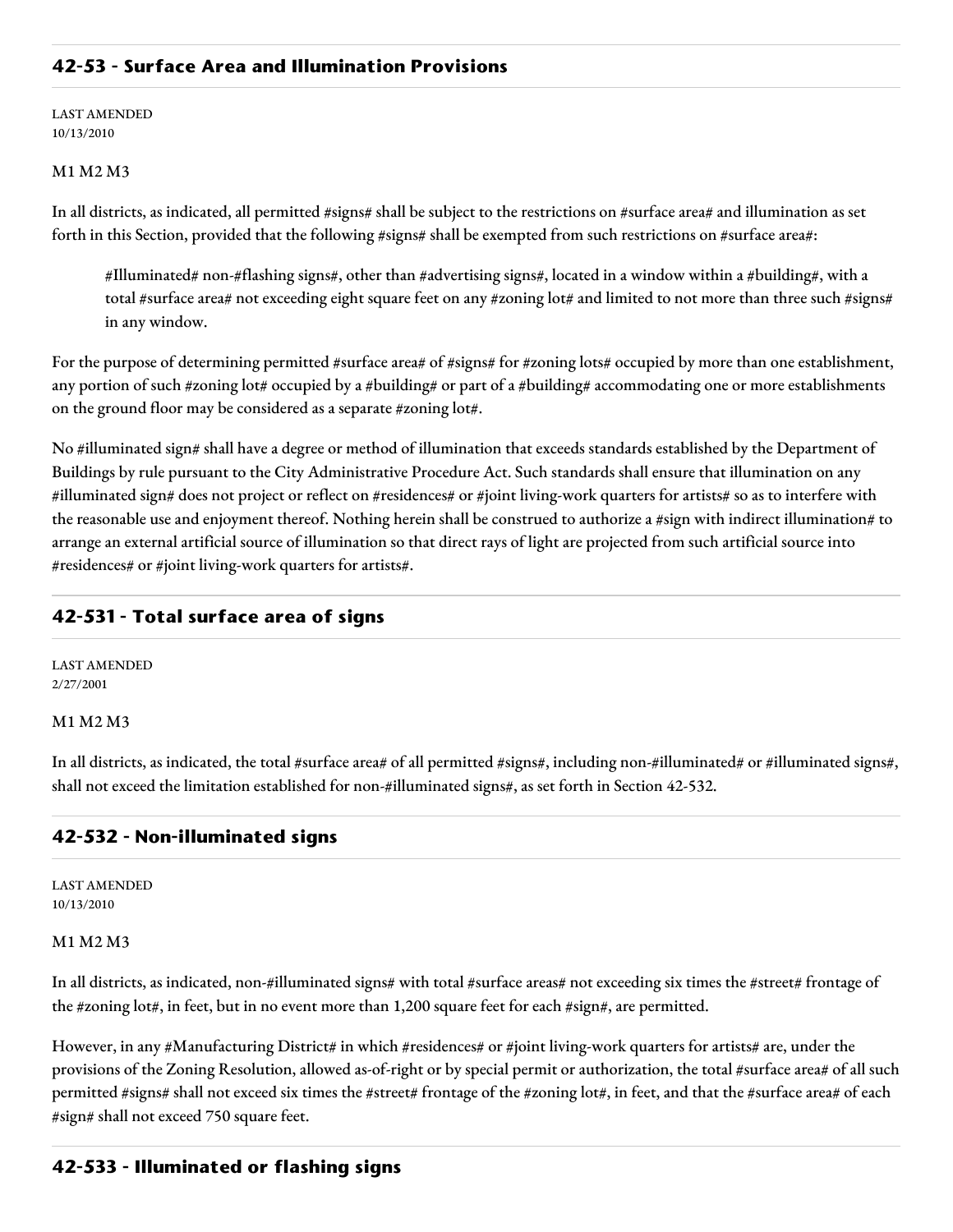## 42-53 - Surface Area and Illumination Provisions

LAST AMENDED
10/13/2010

M1 M2 M3

In all districts, as indicated, all permitted #signs# shall be subject to the restrictions on #surface area# and illumination as set forth in this Section, provided that the following #signs# shall be exempted from such restrictions on #surface area#:

> #Illuminated# non-#flashing signs#, other than #advertising signs#, located in a window within a #building#, with a total #surface area# not exceeding eight square feet on any #zoning lot# and limited to not more than three such #signs# in any window.

For the purpose of determining permitted #surface area# of #signs# for #zoning lots# occupied by more than one establishment, any portion of such #zoning lot# occupied by a #building# or part of a #building# accommodating one or more establishments on the ground floor may be considered as a separate #zoning lot#.

No #illuminated sign# shall have a degree or method of illumination that exceeds standards established by the Department of Buildings by rule pursuant to the City Administrative Procedure Act. Such standards shall ensure that illumination on any #illuminated sign# does not project or reflect on #residences# or #joint living-work quarters for artists# so as to interfere with the reasonable use and enjoyment thereof. Nothing herein shall be construed to authorize a #sign with indirect illumination# to arrange an external artificial source of illumination so that direct rays of light are projected from such artificial source into #residences# or #joint living-work quarters for artists#.

## 42-531 - Total surface area of signs

LAST AMENDED
2/27/2001

M1 M2 M3

In all districts, as indicated, the total #surface area# of all permitted #signs#, including non-#illuminated# or #illuminated signs#, shall not exceed the limitation established for non-#illuminated signs#, as set forth in Section 42-532.

## 42-532 - Non-illuminated signs

LAST AMENDED
10/13/2010

M1 M2 M3

In all districts, as indicated, non-#illuminated signs# with total #surface areas# not exceeding six times the #street# frontage of the #zoning lot#, in feet, but in no event more than 1,200 square feet for each #sign#, are permitted.

However, in any #Manufacturing District# in which #residences# or #joint living-work quarters for artists# are, under the provisions of the Zoning Resolution, allowed as-of-right or by special permit or authorization, the total #surface area# of all such permitted #signs# shall not exceed six times the #street# frontage of the #zoning lot#, in feet, and that the #surface area# of each #sign# shall not exceed 750 square feet.

## 42-533 - Illuminated or flashing signs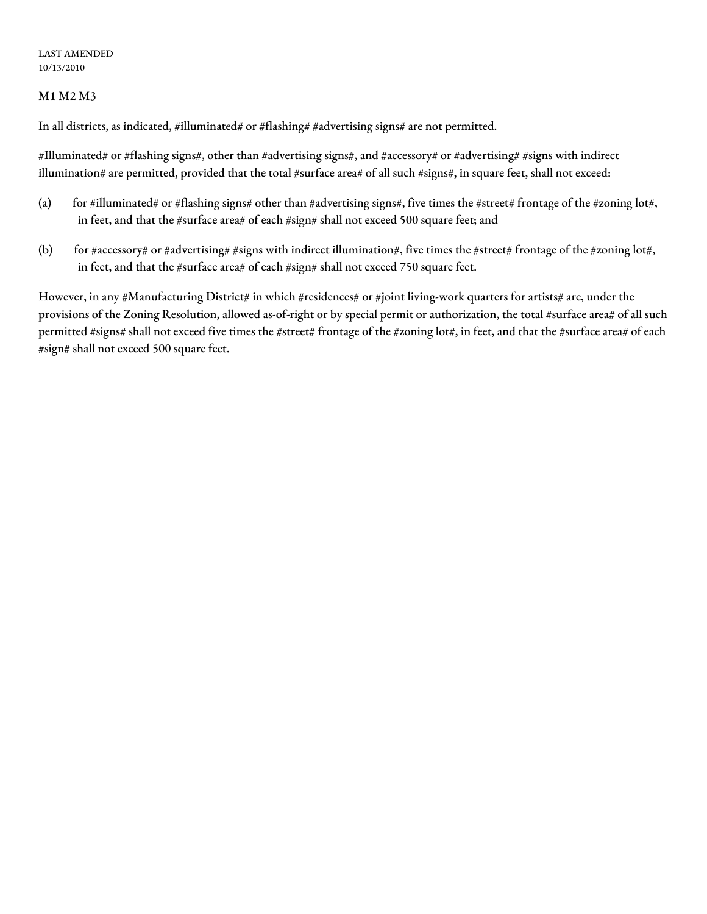LAST AMENDED
10/13/2010

M1 M2 M3

In all districts, as indicated, #illuminated# or #flashing# #advertising signs# are not permitted.

#Illuminated# or #flashing signs#, other than #advertising signs#, and #accessory# or #advertising# #signs with indirect illumination# are permitted, provided that the total #surface area# of all such #signs#, in square feet, shall not exceed:

(a) for #illuminated# or #flashing signs# other than #advertising signs#, five times the #street# frontage of the #zoning lot#, in feet, and that the #surface area# of each #sign# shall not exceed 500 square feet; and

(b) for #accessory# or #advertising# #signs with indirect illumination#, five times the #street# frontage of the #zoning lot#, in feet, and that the #surface area# of each #sign# shall not exceed 750 square feet.

However, in any #Manufacturing District# in which #residences# or #joint living-work quarters for artists# are, under the provisions of the Zoning Resolution, allowed as-of-right or by special permit or authorization, the total #surface area# of all such permitted #signs# shall not exceed five times the #street# frontage of the #zoning lot#, in feet, and that the #surface area# of each #sign# shall not exceed 500 square feet.